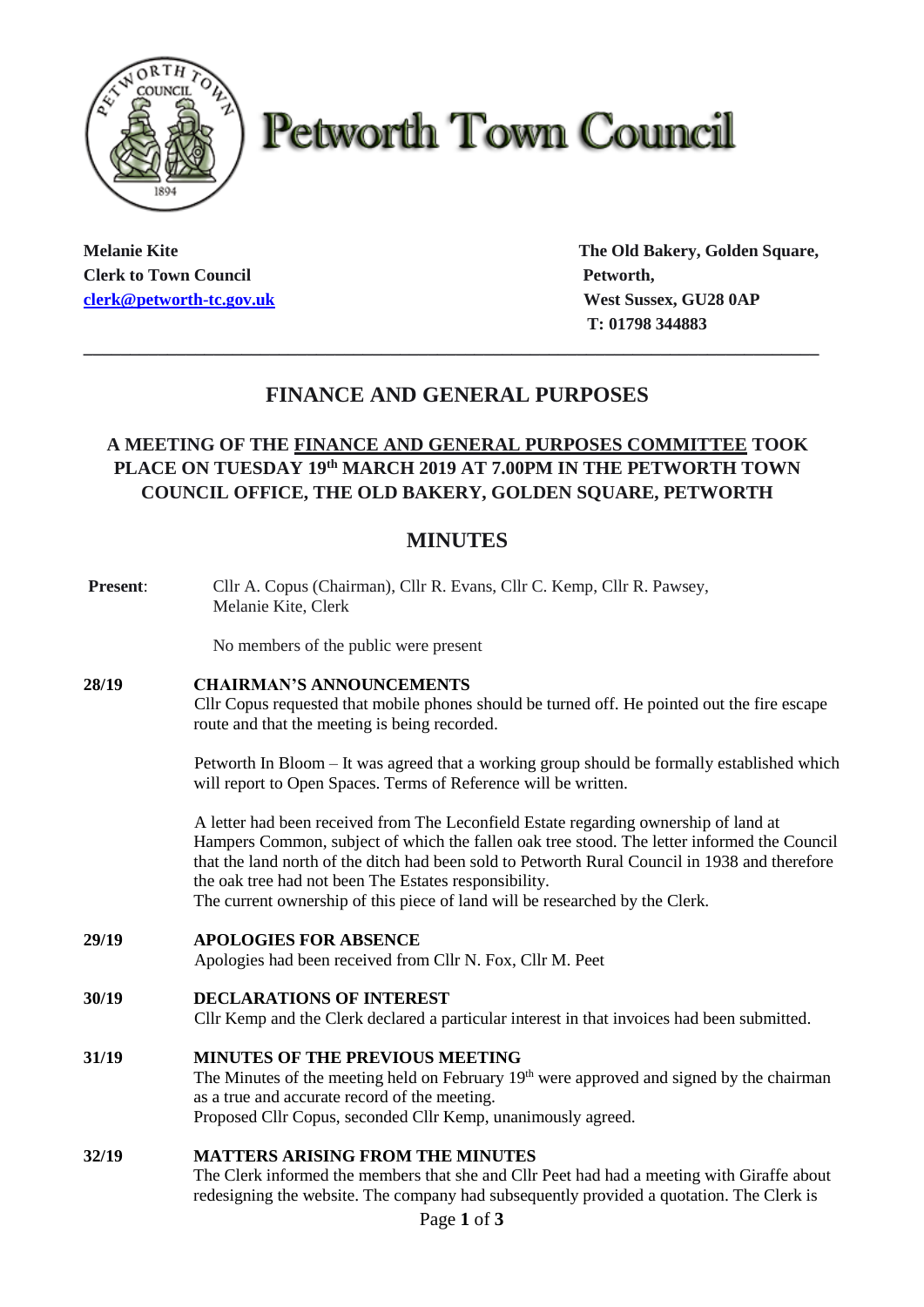# Petworth Town Council

**Melanie Kite**
**Clerk to Town Council**
**[clerk@petworth-tc.gov.uk](mailto:clerk@petworth-tc.gov.uk)**

**The Old Bakery, Golden Square,**
**Petworth,**
**West Sussex, GU28 0AP**
**T: 01798 344883**

---

## FINANCE AND GENERAL PURPOSES

### A MEETING OF THE FINANCE AND GENERAL PURPOSES COMMITTEE TOOK PLACE ON TUESDAY 19th MARCH 2019 AT 7.00PM IN THE PETWORTH TOWN COUNCIL OFFICE, THE OLD BAKERY, GOLDEN SQUARE, PETWORTH

## MINUTES

**Present**: Cllr A. Copus (Chairman), Cllr R. Evans, Cllr C. Kemp, Cllr R. Pawsey, Melanie Kite, Clerk

No members of the public were present

**28/19 CHAIRMAN'S ANNOUNCEMENTS**

Cllr Copus requested that mobile phones should be turned off. He pointed out the fire escape route and that the meeting is being recorded.

Petworth In Bloom – It was agreed that a working group should be formally established which will report to Open Spaces. Terms of Reference will be written.

A letter had been received from The Leconfield Estate regarding ownership of land at Hampers Common, subject of which the fallen oak tree stood. The letter informed the Council that the land north of the ditch had been sold to Petworth Rural Council in 1938 and therefore the oak tree had not been The Estates responsibility.
The current ownership of this piece of land will be researched by the Clerk.

**29/19 APOLOGIES FOR ABSENCE**

Apologies had been received from Cllr N. Fox, Cllr M. Peet

**30/19 DECLARATIONS OF INTEREST**

Cllr Kemp and the Clerk declared a particular interest in that invoices had been submitted.

**31/19 MINUTES OF THE PREVIOUS MEETING**

The Minutes of the meeting held on February 19th were approved and signed by the chairman as a true and accurate record of the meeting.
Proposed Cllr Copus, seconded Cllr Kemp, unanimously agreed.

**32/19 MATTERS ARISING FROM THE MINUTES**

The Clerk informed the members that she and Cllr Peet had had a meeting with Giraffe about redesigning the website. The company had subsequently provided a quotation. The Clerk is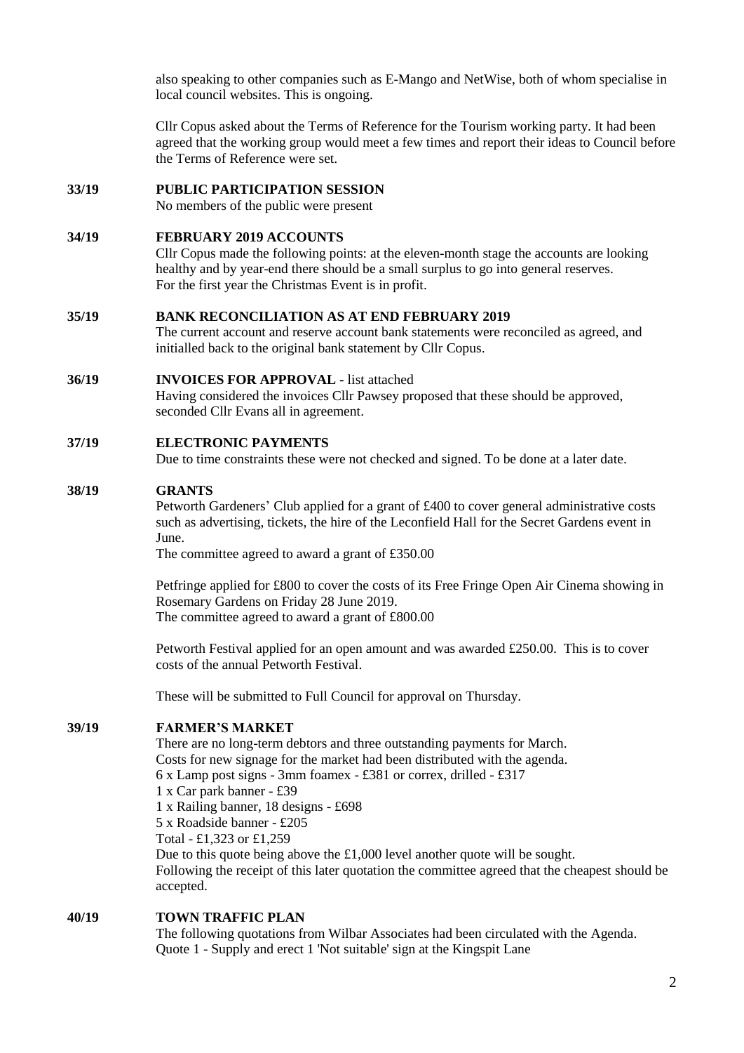also speaking to other companies such as E-Mango and NetWise, both of whom specialise in local council websites. This is ongoing.

Cllr Copus asked about the Terms of Reference for the Tourism working party. It had been agreed that the working group would meet a few times and report their ideas to Council before the Terms of Reference were set.

**33/19 PUBLIC PARTICIPATION SESSION**

No members of the public were present

**34/19 FEBRUARY 2019 ACCOUNTS**

Cllr Copus made the following points: at the eleven-month stage the accounts are looking healthy and by year-end there should be a small surplus to go into general reserves. For the first year the Christmas Event is in profit.

**35/19 BANK RECONCILIATION AS AT END FEBRUARY 2019**

The current account and reserve account bank statements were reconciled as agreed, and initialled back to the original bank statement by Cllr Copus.

**36/19 INVOICES FOR APPROVAL -** list attached

Having considered the invoices Cllr Pawsey proposed that these should be approved, seconded Cllr Evans all in agreement.

**37/19 ELECTRONIC PAYMENTS**

Due to time constraints these were not checked and signed. To be done at a later date.

**38/19 GRANTS**

Petworth Gardeners' Club applied for a grant of £400 to cover general administrative costs such as advertising, tickets, the hire of the Leconfield Hall for the Secret Gardens event in June.
The committee agreed to award a grant of £350.00

Petfringe applied for £800 to cover the costs of its Free Fringe Open Air Cinema showing in Rosemary Gardens on Friday 28 June 2019.
The committee agreed to award a grant of £800.00

Petworth Festival applied for an open amount and was awarded £250.00. This is to cover costs of the annual Petworth Festival.

These will be submitted to Full Council for approval on Thursday.

**39/19 FARMER'S MARKET**

There are no long-term debtors and three outstanding payments for March.
Costs for new signage for the market had been distributed with the agenda.
6 x Lamp post signs - 3mm foamex - £381 or correx, drilled - £317
1 x Car park banner - £39
1 x Railing banner, 18 designs - £698
5 x Roadside banner - £205
Total - £1,323 or £1,259
Due to this quote being above the £1,000 level another quote will be sought.
Following the receipt of this later quotation the committee agreed that the cheapest should be accepted.

**40/19 TOWN TRAFFIC PLAN**

The following quotations from Wilbar Associates had been circulated with the Agenda.
Quote 1 - Supply and erect 1 'Not suitable' sign at the Kingspit Lane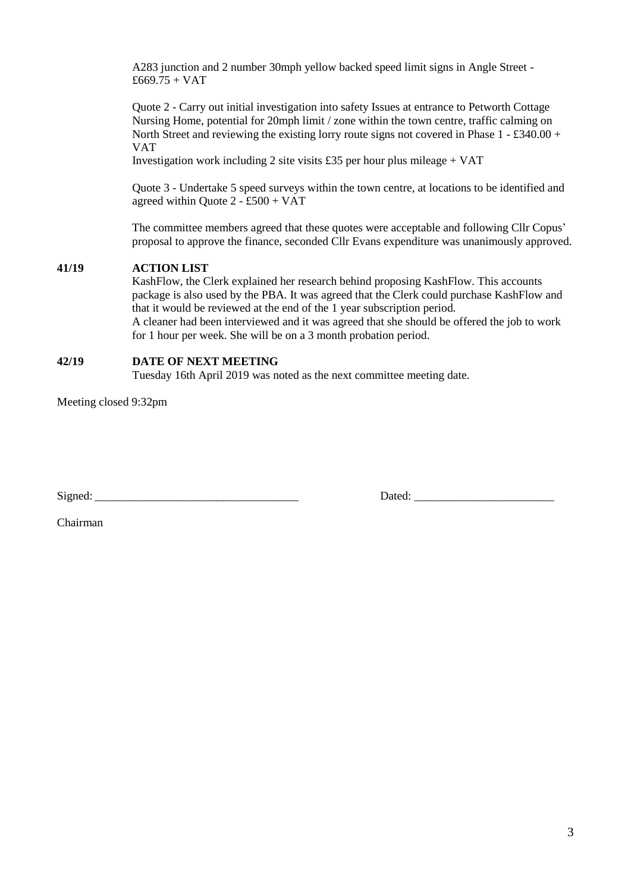A283 junction and 2 number 30mph yellow backed speed limit signs in Angle Street - £669.75 + VAT

Quote 2 - Carry out initial investigation into safety Issues at entrance to Petworth Cottage Nursing Home, potential for 20mph limit / zone within the town centre, traffic calming on North Street and reviewing the existing lorry route signs not covered in Phase 1 - £340.00 + VAT

Investigation work including 2 site visits £35 per hour plus mileage + VAT

Quote 3 - Undertake 5 speed surveys within the town centre, at locations to be identified and agreed within Quote 2 - £500 + VAT

The committee members agreed that these quotes were acceptable and following Cllr Copus' proposal to approve the finance, seconded Cllr Evans expenditure was unanimously approved.

**41/19 ACTION LIST**

KashFlow, the Clerk explained her research behind proposing KashFlow. This accounts package is also used by the PBA. It was agreed that the Clerk could purchase KashFlow and that it would be reviewed at the end of the 1 year subscription period.

A cleaner had been interviewed and it was agreed that she should be offered the job to work for 1 hour per week. She will be on a 3 month probation period.

**42/19 DATE OF NEXT MEETING**

Tuesday 16th April 2019 was noted as the next committee meeting date.

Meeting closed 9:32pm

Signed: ___________________________________ Dated: ________________________

Chairman